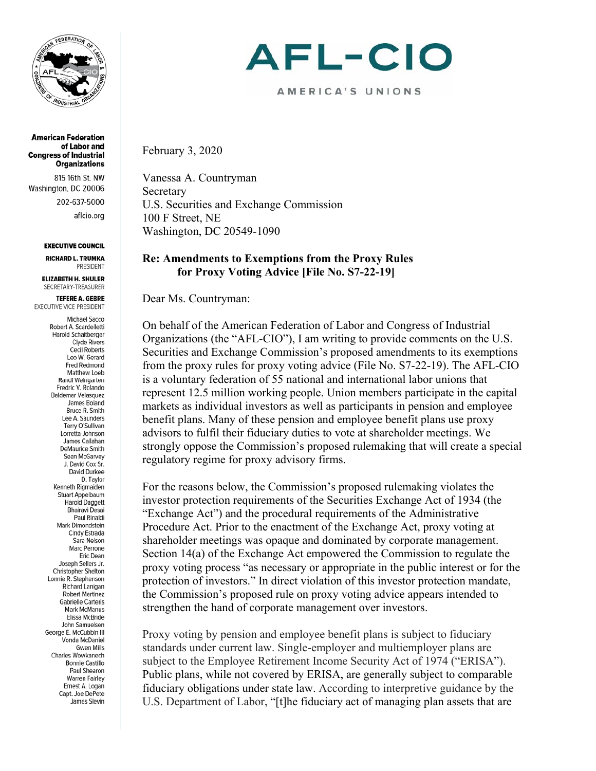**AFL-CIO**

AMERICA'S UNIONS

**American Federation of Labor and Congress of Industrial Organizations**

815 16th St. NW
Washington, DC 20006
202-637-5000
aflcio.org

**EXECUTIVE COUNCIL**

**RICHARD L. TRUMKA**
PRESIDENT

**ELIZABETH H. SHULER**
SECRETARY-TREASURER

**TEFERE A. GEBRE**
EXECUTIVE VICE PRESIDENT

Michael Sacco
Robert A. Scardelletti
Harold Schaitberger
Clyde Rivers
Cecil Roberts
Leo W. Gerard
Fred Redmond
Matthew Loeb
Randi Weingarten
Fredric V. Rolando
Baldemar Velasquez
James Boland
Bruce R. Smith
Lee A. Saunders
Terry O'Sullivan
Lorretta Johnson
James Callahan
DeMaurice Smith
Sean McGarvey
J. David Cox Sr.
David Durkee
D. Taylor
Kenneth Rigmaiden
Stuart Appelbaum
Harold Daggett
Bhairavi Desai
Paul Rinaldi
Mark Dimondstein
Cindy Estrada
Sara Nelson
Marc Perrone
Eric Dean
Joseph Sellers Jr.
Christopher Shelton
Lonnie R. Stephenson
Richard Lanigan
Robert Martinez
Gabrielle Carteris
Mark McManus
Elissa McBride
John Samuelsen
George E. McCubbin III
Vonda McDaniel
Gwen Mills
Charles Wowkanech
Bonnie Castillo
Paul Shearon
Warren Fairley
Ernest A. Logan
Capt. Joe DePete
James Slevin

February 3, 2020

Vanessa A. Countryman
Secretary
U.S. Securities and Exchange Commission
100 F Street, NE
Washington, DC 20549-1090

**Re: Amendments to Exemptions from the Proxy Rules for Proxy Voting Advice [File No. S7-22-19]**

Dear Ms. Countryman:

On behalf of the American Federation of Labor and Congress of Industrial Organizations (the "AFL-CIO"), I am writing to provide comments on the U.S. Securities and Exchange Commission's proposed amendments to its exemptions from the proxy rules for proxy voting advice (File No. S7-22-19). The AFL-CIO is a voluntary federation of 55 national and international labor unions that represent 12.5 million working people. Union members participate in the capital markets as individual investors as well as participants in pension and employee benefit plans. Many of these pension and employee benefit plans use proxy advisors to fulfil their fiduciary duties to vote at shareholder meetings. We strongly oppose the Commission's proposed rulemaking that will create a special regulatory regime for proxy advisory firms.

For the reasons below, the Commission's proposed rulemaking violates the investor protection requirements of the Securities Exchange Act of 1934 (the "Exchange Act") and the procedural requirements of the Administrative Procedure Act. Prior to the enactment of the Exchange Act, proxy voting at shareholder meetings was opaque and dominated by corporate management. Section 14(a) of the Exchange Act empowered the Commission to regulate the proxy voting process "as necessary or appropriate in the public interest or for the protection of investors." In direct violation of this investor protection mandate, the Commission's proposed rule on proxy voting advice appears intended to strengthen the hand of corporate management over investors.

Proxy voting by pension and employee benefit plans is subject to fiduciary standards under current law. Single-employer and multiemployer plans are subject to the Employee Retirement Income Security Act of 1974 ("ERISA"). Public plans, while not covered by ERISA, are generally subject to comparable fiduciary obligations under state law. According to interpretive guidance by the U.S. Department of Labor, "[t]he fiduciary act of managing plan assets that are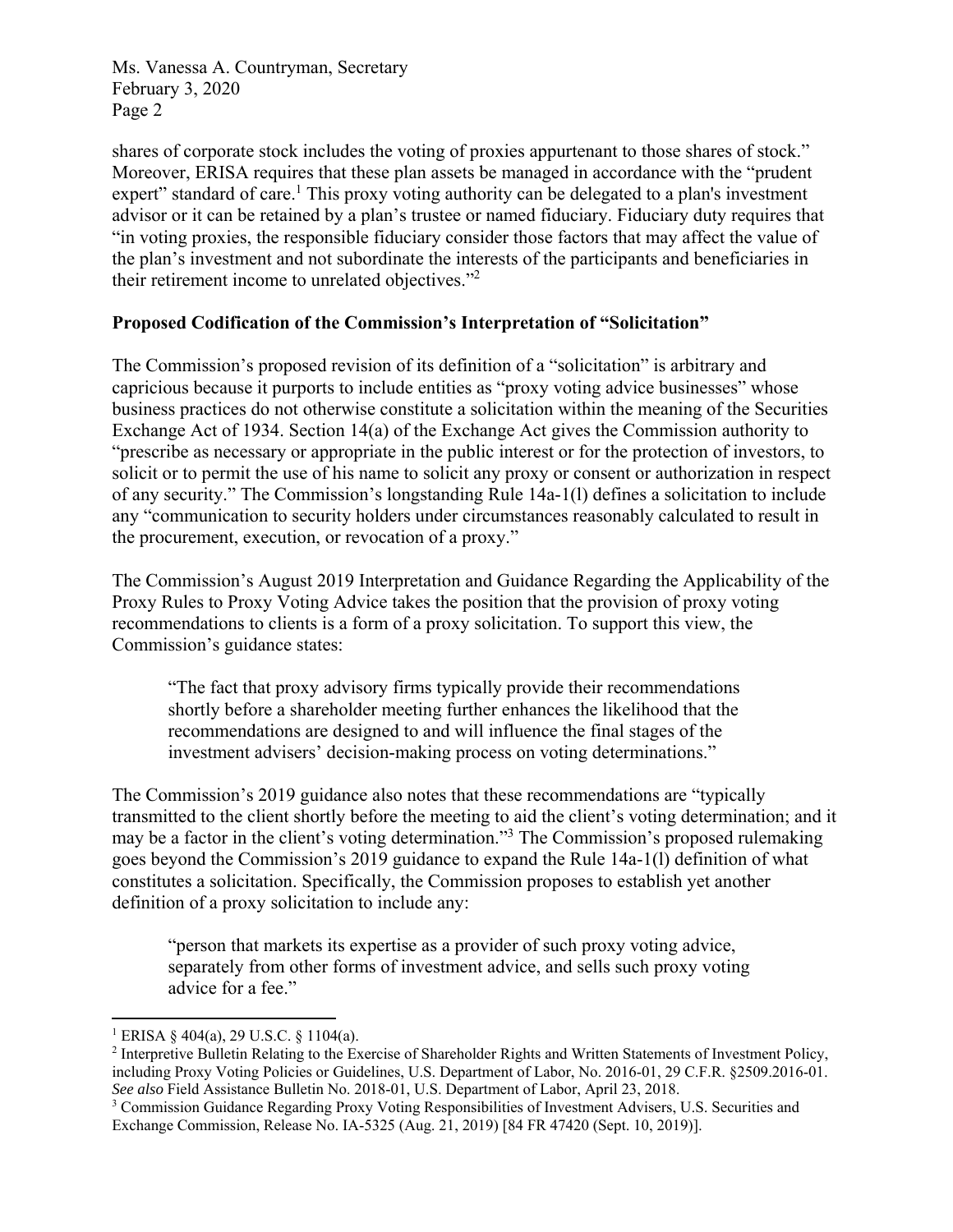shares of corporate stock includes the voting of proxies appurtenant to those shares of stock." Moreover, ERISA requires that these plan assets be managed in accordance with the "prudent expert" standard of care.[1] This proxy voting authority can be delegated to a plan's investment advisor or it can be retained by a plan's trustee or named fiduciary. Fiduciary duty requires that "in voting proxies, the responsible fiduciary consider those factors that may affect the value of the plan's investment and not subordinate the interests of the participants and beneficiaries in their retirement income to unrelated objectives."[2]

**Proposed Codification of the Commission's Interpretation of "Solicitation"**

The Commission's proposed revision of its definition of a "solicitation" is arbitrary and capricious because it purports to include entities as "proxy voting advice businesses" whose business practices do not otherwise constitute a solicitation within the meaning of the Securities Exchange Act of 1934. Section 14(a) of the Exchange Act gives the Commission authority to "prescribe as necessary or appropriate in the public interest or for the protection of investors, to solicit or to permit the use of his name to solicit any proxy or consent or authorization in respect of any security." The Commission's longstanding Rule 14a-1(l) defines a solicitation to include any "communication to security holders under circumstances reasonably calculated to result in the procurement, execution, or revocation of a proxy."

The Commission's August 2019 Interpretation and Guidance Regarding the Applicability of the Proxy Rules to Proxy Voting Advice takes the position that the provision of proxy voting recommendations to clients is a form of a proxy solicitation. To support this view, the Commission's guidance states:

> "The fact that proxy advisory firms typically provide their recommendations shortly before a shareholder meeting further enhances the likelihood that the recommendations are designed to and will influence the final stages of the investment advisers' decision-making process on voting determinations."

The Commission's 2019 guidance also notes that these recommendations are "typically transmitted to the client shortly before the meeting to aid the client's voting determination; and it may be a factor in the client's voting determination."[3] The Commission's proposed rulemaking goes beyond the Commission's 2019 guidance to expand the Rule 14a-1(l) definition of what constitutes a solicitation. Specifically, the Commission proposes to establish yet another definition of a proxy solicitation to include any:

> "person that markets its expertise as a provider of such proxy voting advice, separately from other forms of investment advice, and sells such proxy voting advice for a fee."

---

[1] ERISA § 404(a), 29 U.S.C. § 1104(a).

[2] Interpretive Bulletin Relating to the Exercise of Shareholder Rights and Written Statements of Investment Policy, including Proxy Voting Policies or Guidelines, U.S. Department of Labor, No. 2016-01, 29 C.F.R. §2509.2016-01. *See also* Field Assistance Bulletin No. 2018-01, U.S. Department of Labor, April 23, 2018.

[3] Commission Guidance Regarding Proxy Voting Responsibilities of Investment Advisers, U.S. Securities and Exchange Commission, Release No. IA-5325 (Aug. 21, 2019) [84 FR 47420 (Sept. 10, 2019)].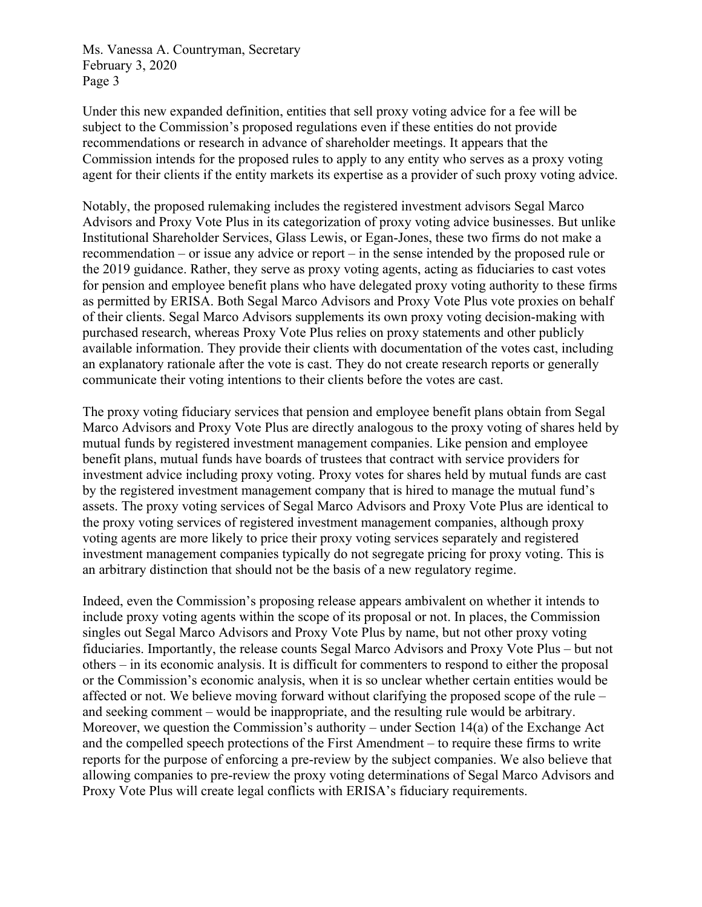Under this new expanded definition, entities that sell proxy voting advice for a fee will be subject to the Commission's proposed regulations even if these entities do not provide recommendations or research in advance of shareholder meetings. It appears that the Commission intends for the proposed rules to apply to any entity who serves as a proxy voting agent for their clients if the entity markets its expertise as a provider of such proxy voting advice.

Notably, the proposed rulemaking includes the registered investment advisors Segal Marco Advisors and Proxy Vote Plus in its categorization of proxy voting advice businesses. But unlike Institutional Shareholder Services, Glass Lewis, or Egan-Jones, these two firms do not make a recommendation – or issue any advice or report – in the sense intended by the proposed rule or the 2019 guidance. Rather, they serve as proxy voting agents, acting as fiduciaries to cast votes for pension and employee benefit plans who have delegated proxy voting authority to these firms as permitted by ERISA. Both Segal Marco Advisors and Proxy Vote Plus vote proxies on behalf of their clients. Segal Marco Advisors supplements its own proxy voting decision-making with purchased research, whereas Proxy Vote Plus relies on proxy statements and other publicly available information. They provide their clients with documentation of the votes cast, including an explanatory rationale after the vote is cast. They do not create research reports or generally communicate their voting intentions to their clients before the votes are cast.

The proxy voting fiduciary services that pension and employee benefit plans obtain from Segal Marco Advisors and Proxy Vote Plus are directly analogous to the proxy voting of shares held by mutual funds by registered investment management companies. Like pension and employee benefit plans, mutual funds have boards of trustees that contract with service providers for investment advice including proxy voting. Proxy votes for shares held by mutual funds are cast by the registered investment management company that is hired to manage the mutual fund's assets. The proxy voting services of Segal Marco Advisors and Proxy Vote Plus are identical to the proxy voting services of registered investment management companies, although proxy voting agents are more likely to price their proxy voting services separately and registered investment management companies typically do not segregate pricing for proxy voting. This is an arbitrary distinction that should not be the basis of a new regulatory regime.

Indeed, even the Commission's proposing release appears ambivalent on whether it intends to include proxy voting agents within the scope of its proposal or not. In places, the Commission singles out Segal Marco Advisors and Proxy Vote Plus by name, but not other proxy voting fiduciaries. Importantly, the release counts Segal Marco Advisors and Proxy Vote Plus – but not others – in its economic analysis. It is difficult for commenters to respond to either the proposal or the Commission's economic analysis, when it is so unclear whether certain entities would be affected or not. We believe moving forward without clarifying the proposed scope of the rule – and seeking comment – would be inappropriate, and the resulting rule would be arbitrary. Moreover, we question the Commission's authority – under Section 14(a) of the Exchange Act and the compelled speech protections of the First Amendment – to require these firms to write reports for the purpose of enforcing a pre-review by the subject companies. We also believe that allowing companies to pre-review the proxy voting determinations of Segal Marco Advisors and Proxy Vote Plus will create legal conflicts with ERISA's fiduciary requirements.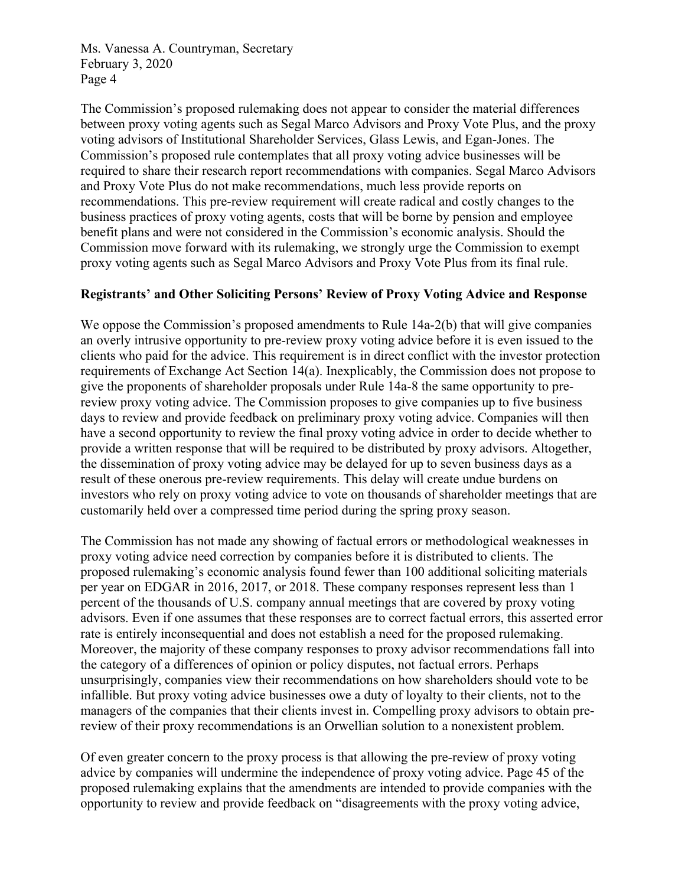The Commission's proposed rulemaking does not appear to consider the material differences between proxy voting agents such as Segal Marco Advisors and Proxy Vote Plus, and the proxy voting advisors of Institutional Shareholder Services, Glass Lewis, and Egan-Jones. The Commission's proposed rule contemplates that all proxy voting advice businesses will be required to share their research report recommendations with companies. Segal Marco Advisors and Proxy Vote Plus do not make recommendations, much less provide reports on recommendations. This pre-review requirement will create radical and costly changes to the business practices of proxy voting agents, costs that will be borne by pension and employee benefit plans and were not considered in the Commission's economic analysis. Should the Commission move forward with its rulemaking, we strongly urge the Commission to exempt proxy voting agents such as Segal Marco Advisors and Proxy Vote Plus from its final rule.

**Registrants' and Other Soliciting Persons' Review of Proxy Voting Advice and Response**

We oppose the Commission's proposed amendments to Rule 14a-2(b) that will give companies an overly intrusive opportunity to pre-review proxy voting advice before it is even issued to the clients who paid for the advice. This requirement is in direct conflict with the investor protection requirements of Exchange Act Section 14(a). Inexplicably, the Commission does not propose to give the proponents of shareholder proposals under Rule 14a-8 the same opportunity to pre-review proxy voting advice. The Commission proposes to give companies up to five business days to review and provide feedback on preliminary proxy voting advice. Companies will then have a second opportunity to review the final proxy voting advice in order to decide whether to provide a written response that will be required to be distributed by proxy advisors. Altogether, the dissemination of proxy voting advice may be delayed for up to seven business days as a result of these onerous pre-review requirements. This delay will create undue burdens on investors who rely on proxy voting advice to vote on thousands of shareholder meetings that are customarily held over a compressed time period during the spring proxy season.

The Commission has not made any showing of factual errors or methodological weaknesses in proxy voting advice need correction by companies before it is distributed to clients. The proposed rulemaking's economic analysis found fewer than 100 additional soliciting materials per year on EDGAR in 2016, 2017, or 2018. These company responses represent less than 1 percent of the thousands of U.S. company annual meetings that are covered by proxy voting advisors. Even if one assumes that these responses are to correct factual errors, this asserted error rate is entirely inconsequential and does not establish a need for the proposed rulemaking. Moreover, the majority of these company responses to proxy advisor recommendations fall into the category of a differences of opinion or policy disputes, not factual errors. Perhaps unsurprisingly, companies view their recommendations on how shareholders should vote to be infallible. But proxy voting advice businesses owe a duty of loyalty to their clients, not to the managers of the companies that their clients invest in. Compelling proxy advisors to obtain pre-review of their proxy recommendations is an Orwellian solution to a nonexistent problem.

Of even greater concern to the proxy process is that allowing the pre-review of proxy voting advice by companies will undermine the independence of proxy voting advice. Page 45 of the proposed rulemaking explains that the amendments are intended to provide companies with the opportunity to review and provide feedback on "disagreements with the proxy voting advice,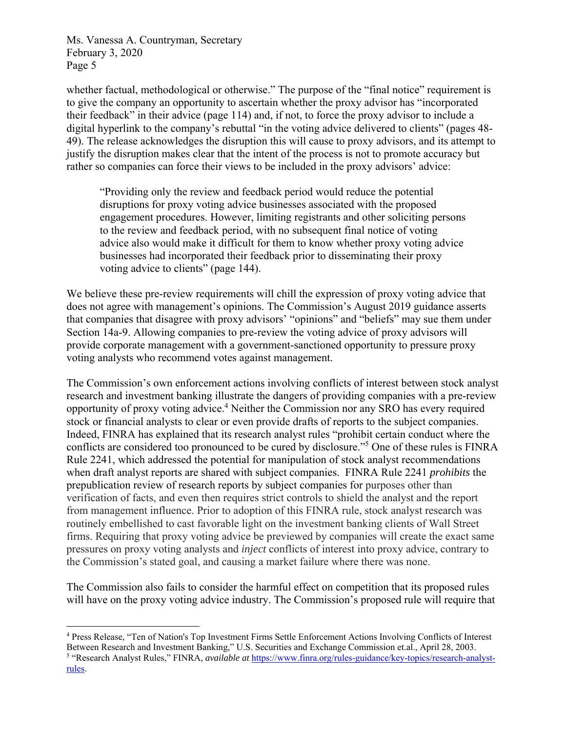whether factual, methodological or otherwise." The purpose of the "final notice" requirement is to give the company an opportunity to ascertain whether the proxy advisor has "incorporated their feedback" in their advice (page 114) and, if not, to force the proxy advisor to include a digital hyperlink to the company's rebuttal "in the voting advice delivered to clients" (pages 48-49). The release acknowledges the disruption this will cause to proxy advisors, and its attempt to justify the disruption makes clear that the intent of the process is not to promote accuracy but rather so companies can force their views to be included in the proxy advisors' advice:

> "Providing only the review and feedback period would reduce the potential disruptions for proxy voting advice businesses associated with the proposed engagement procedures. However, limiting registrants and other soliciting persons to the review and feedback period, with no subsequent final notice of voting advice also would make it difficult for them to know whether proxy voting advice businesses had incorporated their feedback prior to disseminating their proxy voting advice to clients" (page 144).

We believe these pre-review requirements will chill the expression of proxy voting advice that does not agree with management's opinions. The Commission's August 2019 guidance asserts that companies that disagree with proxy advisors' "opinions" and "beliefs" may sue them under Section 14a-9. Allowing companies to pre-review the voting advice of proxy advisors will provide corporate management with a government-sanctioned opportunity to pressure proxy voting analysts who recommend votes against management.

The Commission's own enforcement actions involving conflicts of interest between stock analyst research and investment banking illustrate the dangers of providing companies with a pre-review opportunity of proxy voting advice.[4] Neither the Commission nor any SRO has every required stock or financial analysts to clear or even provide drafts of reports to the subject companies. Indeed, FINRA has explained that its research analyst rules "prohibit certain conduct where the conflicts are considered too pronounced to be cured by disclosure."[5] One of these rules is FINRA Rule 2241, which addressed the potential for manipulation of stock analyst recommendations when draft analyst reports are shared with subject companies. FINRA Rule 2241 *prohibits* the prepublication review of research reports by subject companies for purposes other than verification of facts, and even then requires strict controls to shield the analyst and the report from management influence. Prior to adoption of this FINRA rule, stock analyst research was routinely embellished to cast favorable light on the investment banking clients of Wall Street firms. Requiring that proxy voting advice be previewed by companies will create the exact same pressures on proxy voting analysts and *inject* conflicts of interest into proxy advice, contrary to the Commission's stated goal, and causing a market failure where there was none.

The Commission also fails to consider the harmful effect on competition that its proposed rules will have on the proxy voting advice industry. The Commission's proposed rule will require that

---

[4] Press Release, "Ten of Nation's Top Investment Firms Settle Enforcement Actions Involving Conflicts of Interest Between Research and Investment Banking," U.S. Securities and Exchange Commission et.al., April 28, 2003.

[5] "Research Analyst Rules," FINRA, *available at* https://www.finra.org/rules-guidance/key-topics/research-analyst-rules.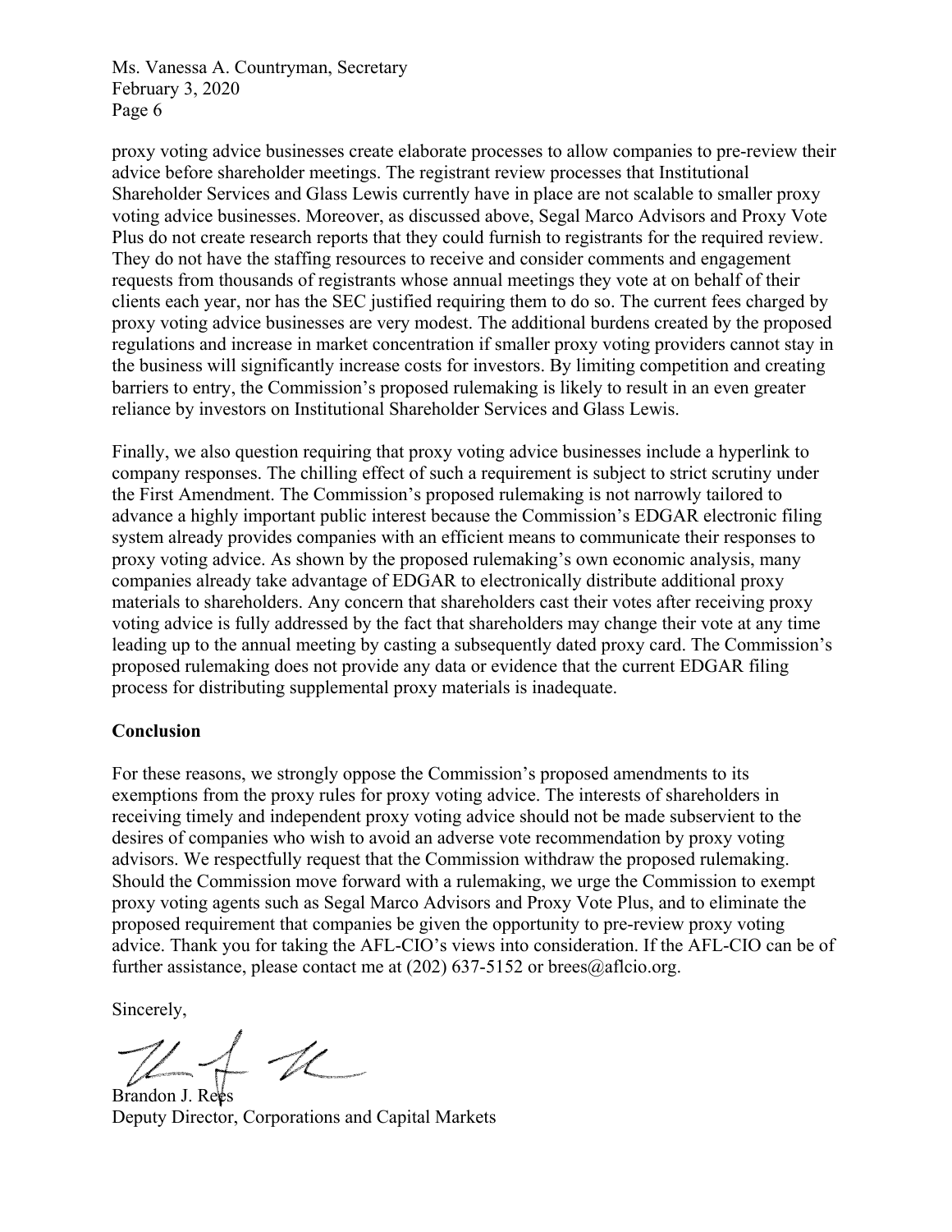proxy voting advice businesses create elaborate processes to allow companies to pre-review their advice before shareholder meetings. The registrant review processes that Institutional Shareholder Services and Glass Lewis currently have in place are not scalable to smaller proxy voting advice businesses. Moreover, as discussed above, Segal Marco Advisors and Proxy Vote Plus do not create research reports that they could furnish to registrants for the required review. They do not have the staffing resources to receive and consider comments and engagement requests from thousands of registrants whose annual meetings they vote at on behalf of their clients each year, nor has the SEC justified requiring them to do so. The current fees charged by proxy voting advice businesses are very modest. The additional burdens created by the proposed regulations and increase in market concentration if smaller proxy voting providers cannot stay in the business will significantly increase costs for investors. By limiting competition and creating barriers to entry, the Commission's proposed rulemaking is likely to result in an even greater reliance by investors on Institutional Shareholder Services and Glass Lewis.

Finally, we also question requiring that proxy voting advice businesses include a hyperlink to company responses. The chilling effect of such a requirement is subject to strict scrutiny under the First Amendment. The Commission's proposed rulemaking is not narrowly tailored to advance a highly important public interest because the Commission's EDGAR electronic filing system already provides companies with an efficient means to communicate their responses to proxy voting advice. As shown by the proposed rulemaking's own economic analysis, many companies already take advantage of EDGAR to electronically distribute additional proxy materials to shareholders. Any concern that shareholders cast their votes after receiving proxy voting advice is fully addressed by the fact that shareholders may change their vote at any time leading up to the annual meeting by casting a subsequently dated proxy card. The Commission's proposed rulemaking does not provide any data or evidence that the current EDGAR filing process for distributing supplemental proxy materials is inadequate.

**Conclusion**

For these reasons, we strongly oppose the Commission's proposed amendments to its exemptions from the proxy rules for proxy voting advice. The interests of shareholders in receiving timely and independent proxy voting advice should not be made subservient to the desires of companies who wish to avoid an adverse vote recommendation by proxy voting advisors. We respectfully request that the Commission withdraw the proposed rulemaking. Should the Commission move forward with a rulemaking, we urge the Commission to exempt proxy voting agents such as Segal Marco Advisors and Proxy Vote Plus, and to eliminate the proposed requirement that companies be given the opportunity to pre-review proxy voting advice. Thank you for taking the AFL-CIO's views into consideration. If the AFL-CIO can be of further assistance, please contact me at (202) 637-5152 or brees@aflcio.org.

Sincerely,

Brandon J. Rees
Deputy Director, Corporations and Capital Markets